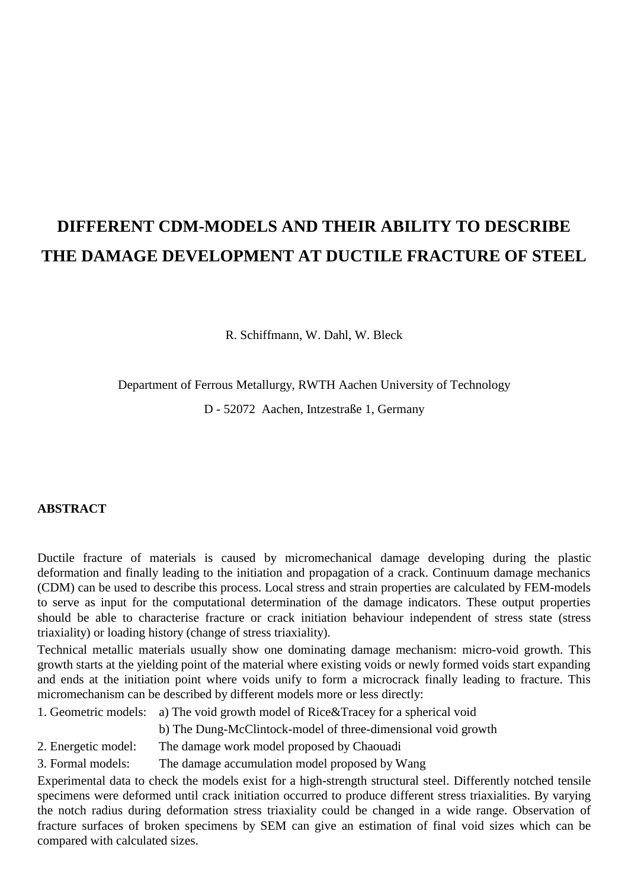# DIFFERENT CDM-MODELS AND THEIR ABILITY TO DESCRIBE THE DAMAGE DEVELOPMENT AT DUCTILE FRACTURE OF STEEL

R. Schiffmann, W. Dahl, W. Bleck

Department of Ferrous Metallurgy, RWTH Aachen University of Technology

D - 52072 Aachen, Intzestraße 1, Germany

## ABSTRACT

Ductile fracture of materials is caused by micromechanical damage developing during the plastic deformation and finally leading to the initiation and propagation of a crack. Continuum damage mechanics (CDM) can be used to describe this process. Local stress and strain properties are calculated by FEM-models to serve as input for the computational determination of the damage indicators. These output properties should be able to characterise fracture or crack initiation behaviour independent of stress state (stress triaxiality) or loading history (change of stress triaxiality).

Technical metallic materials usually show one dominating damage mechanism: micro-void growth. This growth starts at the yielding point of the material where existing voids or newly formed voids start expanding and ends at the initiation point where voids unify to form a microcrack finally leading to fracture. This micromechanism can be described by different models more or less directly:

1. Geometric models: a) The void growth model of Rice&Tracey for a spherical void
   b) The Dung-McClintock-model of three-dimensional void growth
2. Energetic model: The damage work model proposed by Chaouadi
3. Formal models: The damage accumulation model proposed by Wang

Experimental data to check the models exist for a high-strength structural steel. Differently notched tensile specimens were deformed until crack initiation occurred to produce different stress triaxialities. By varying the notch radius during deformation stress triaxiality could be changed in a wide range. Observation of fracture surfaces of broken specimens by SEM can give an estimation of final void sizes which can be compared with calculated sizes.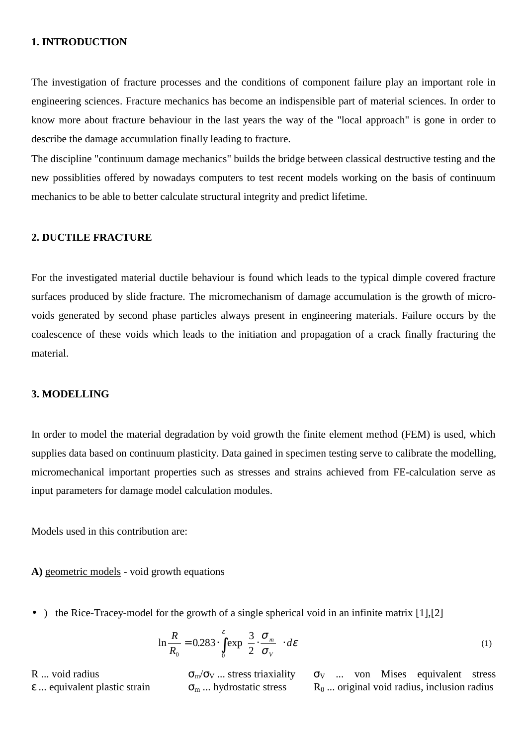## 1. INTRODUCTION

The investigation of fracture processes and the conditions of component failure play an important role in engineering sciences. Fracture mechanics has become an indispensible part of material sciences. In order to know more about fracture behaviour in the last years the way of the "local approach" is gone in order to describe the damage accumulation finally leading to fracture.

The discipline "continuum damage mechanics" builds the bridge between classical destructive testing and the new possiblities offered by nowadays computers to test recent models working on the basis of continuum mechanics to be able to better calculate structural integrity and predict lifetime.

## 2. DUCTILE FRACTURE

For the investigated material ductile behaviour is found which leads to the typical dimple covered fracture surfaces produced by slide fracture. The micromechanism of damage accumulation is the growth of micro-voids generated by second phase particles always present in engineering materials. Failure occurs by the coalescence of these voids which leads to the initiation and propagation of a crack finally fracturing the material.

## 3. MODELLING

In order to model the material degradation by void growth the finite element method (FEM) is used, which supplies data based on continuum plasticity. Data gained in specimen testing serve to calibrate the modelling, micromechanical important properties such as stresses and strains achieved from FE-calculation serve as input parameters for damage model calculation modules.

Models used in this contribution are:

**A)** geometric models - void growth equations

- ) the Rice-Tracey-model for the growth of a single spherical void in an infinite matrix [1],[2]

$$\ln\frac{R}{R_0} = 0.283 \cdot \int_0^{\varepsilon} \exp\left(\frac{3}{2}\cdot\frac{\sigma_m}{\sigma_V}\right)\cdot d\varepsilon \tag{1}$$

R ... void radius
$\varepsilon$ ... equivalent plastic strain
$\sigma_m/\sigma_V$ ... stress triaxiality
$\sigma_m$ ... hydrostatic stress
$\sigma_V$ ... von Mises equivalent stress
$R_0$ ... original void radius, inclusion radius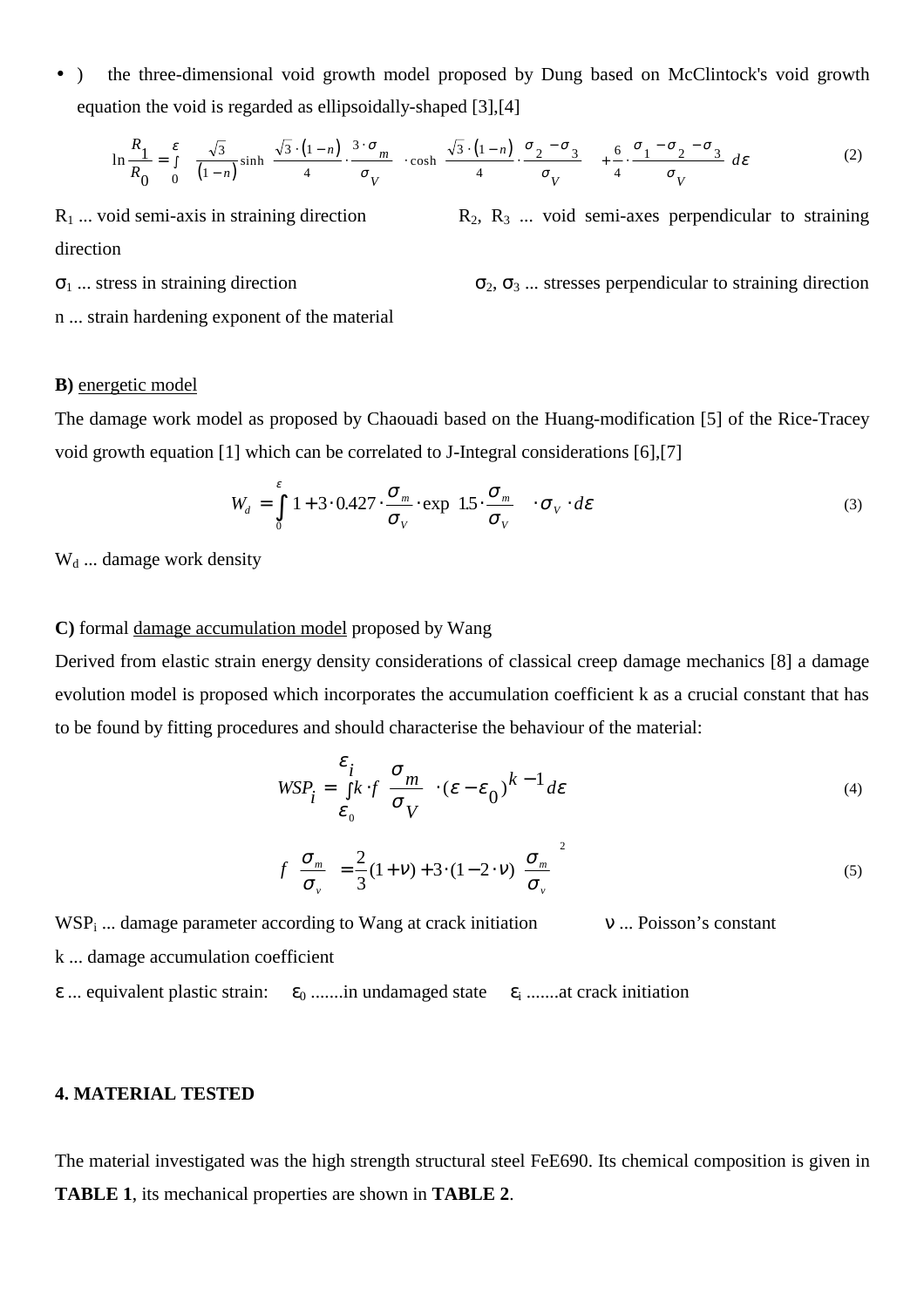- ) the three-dimensional void growth model proposed by Dung based on McClintock's void growth equation the void is regarded as ellipsoidally-shaped [3],[4]

$$\ln\frac{R_1}{R_0}=\int_0^{\varepsilon}\left[\frac{\sqrt{3}}{(1-n)}\sinh\left(\frac{\sqrt{3}\cdot(1-n)}{4}\cdot\frac{3\cdot\sigma_m}{\sigma_V}\right)\cdot\cosh\left(\frac{\sqrt{3}\cdot(1-n)}{4}\cdot\frac{\sigma_2-\sigma_3}{\sigma_V}\right)+\frac{6}{4}\cdot\frac{\sigma_1-\sigma_2-\sigma_3}{\sigma_V}\right]d\varepsilon \tag{2}$$

$R_1$ ... void semi-axis in straining direction — $R_2$, $R_3$ ... void semi-axes perpendicular to straining direction

$\sigma_1$ ... stress in straining direction — $\sigma_2$, $\sigma_3$ ... stresses perpendicular to straining direction

n ... strain hardening exponent of the material

**B)** energetic model

The damage work model as proposed by Chaouadi based on the Huang-modification [5] of the Rice-Tracey void growth equation [1] which can be correlated to J-Integral considerations [6],[7]

$$W_d=\int_0^{\varepsilon}\left[1+3\cdot 0.427\cdot\frac{\sigma_m}{\sigma_V}\cdot\exp\left(1.5\cdot\frac{\sigma_m}{\sigma_V}\right)\right]\cdot\sigma_V\cdot d\varepsilon \tag{3}$$

$W_d$ ... damage work density

**C)** formal damage accumulation model proposed by Wang

Derived from elastic strain energy density considerations of classical creep damage mechanics [8] a damage evolution model is proposed which incorporates the accumulation coefficient k as a crucial constant that has to be found by fitting procedures and should characterise the behaviour of the material:

$$WSP_i=\int_{\varepsilon_0}^{\varepsilon_i}k\cdot f\left(\frac{\sigma_m}{\sigma_V}\right)\cdot(\varepsilon-\varepsilon_0)^{k-1}d\varepsilon \tag{4}$$

$$f\left(\frac{\sigma_m}{\sigma_v}\right)=\frac{2}{3}(1+\nu)+3\cdot(1-2\cdot\nu)\left(\frac{\sigma_m}{\sigma_v}\right)^2 \tag{5}$$

$WSP_i$ ... damage parameter according to Wang at crack initiation — $\nu$ ... Poisson's constant

k ... damage accumulation coefficient

$\varepsilon$ ... equivalent plastic strain: $\varepsilon_0$ .......in undamaged state $\varepsilon_i$ .......at crack initiation

## 4. MATERIAL TESTED

The material investigated was the high strength structural steel FeE690. Its chemical composition is given in **TABLE 1**, its mechanical properties are shown in **TABLE 2**.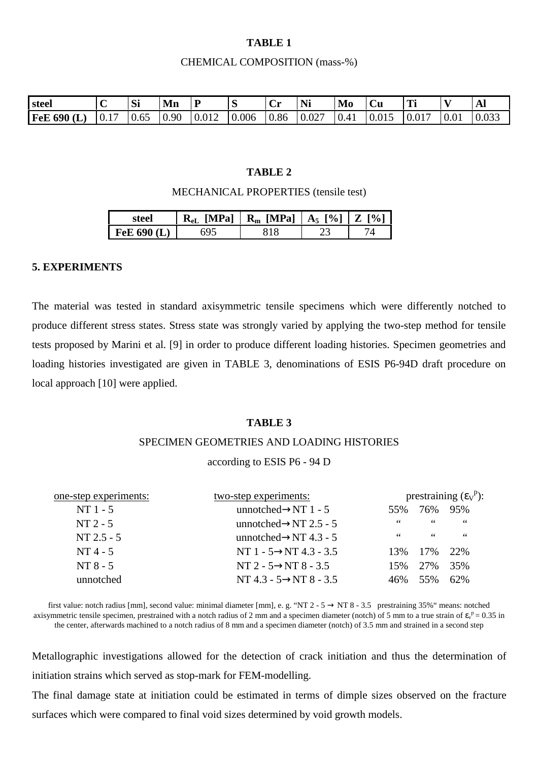**TABLE 1**

CHEMICAL COMPOSITION (mass-%)

| steel | C | Si | Mn | P | S | Cr | Ni | Mo | Cu | Ti | V | Al |
|---|---|---|---|---|---|---|---|---|---|---|---|---|
| **FeE 690 (L)** | 0.17 | 0.65 | 0.90 | 0.012 | 0.006 | 0.86 | 0.027 | 0.41 | 0.015 | 0.017 | 0.01 | 0.033 |

**TABLE 2**

MECHANICAL PROPERTIES (tensile test)

| steel | $R_{eL}$ [MPa] | $R_m$ [MPa] | $A_5$ [%] | Z [%] |
|---|---|---|---|---|
| **FeE 690 (L)** | 695 | 818 | 23 | 74 |

## 5. EXPERIMENTS

The material was tested in standard axisymmetric tensile specimens which were differently notched to produce different stress states. Stress state was strongly varied by applying the two-step method for tensile tests proposed by Marini et al. [9] in order to produce different loading histories. Specimen geometries and loading histories investigated are given in TABLE 3, denominations of ESIS P6-94D draft procedure on local approach [10] were applied.

**TABLE 3**

SPECIMEN GEOMETRIES AND LOADING HISTORIES

according to ESIS P6 - 94 D

| one-step experiments: | two-step experiments: | prestraining ($\varepsilon_V^p$): | | |
|---|---|---|---|---|
| NT 1 - 5 | unnotched→NT 1 - 5 | 55% | 76% | 95% |
| NT 2 - 5 | unnotched→NT 2.5 - 5 | " | " | " |
| NT 2.5 - 5 | unnotched→NT 4.3 - 5 | " | " | " |
| NT 4 - 5 | NT 1 - 5→NT 4.3 - 3.5 | 13% | 17% | 22% |
| NT 8 - 5 | NT 2 - 5→NT 8 - 3.5 | 15% | 27% | 35% |
| unnotched | NT 4.3 - 5→NT 8 - 3.5 | 46% | 55% | 62% |

first value: notch radius [mm], second value: minimal diameter [mm], e. g. "NT 2 - 5 → NT 8 - 3.5 prestraining 35%" means: notched axisymmetric tensile specimen, prestrained with a notch radius of 2 mm and a specimen diameter (notch) of 5 mm to a true strain of $\varepsilon_v^p = 0.35$ in the center, afterwards machined to a notch radius of 8 mm and a specimen diameter (notch) of 3.5 mm and strained in a second step

Metallographic investigations allowed for the detection of crack initiation and thus the determination of initiation strains which served as stop-mark for FEM-modelling.

The final damage state at initiation could be estimated in terms of dimple sizes observed on the fracture surfaces which were compared to final void sizes determined by void growth models.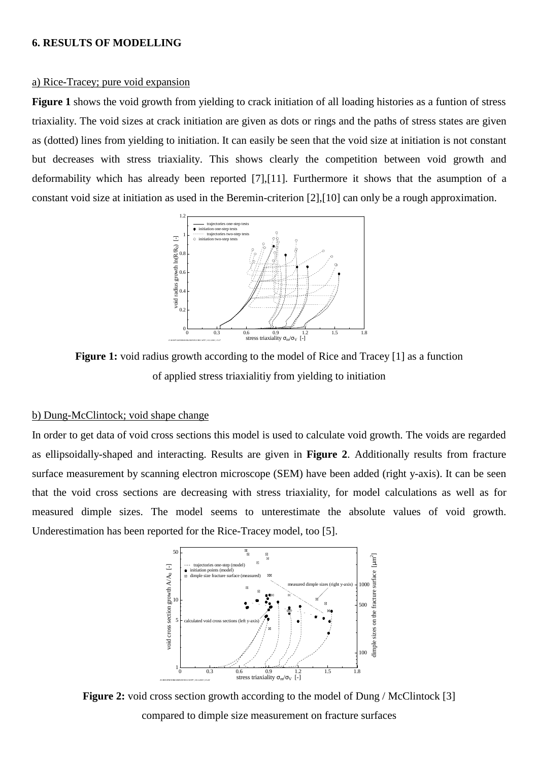## 6. RESULTS OF MODELLING

### a) Rice-Tracey; pure void expansion

**Figure 1** shows the void growth from yielding to crack initiation of all loading histories as a funtion of stress triaxiality. The void sizes at crack initiation are given as dots or rings and the paths of stress states are given as (dotted) lines from yielding to initiation. It can easily be seen that the void size at initiation is not constant but decreases with stress triaxiality. This shows clearly the competition between void growth and deformability which has already been reported [7],[11]. Furthermore it shows that the asumption of a constant void size at initiation as used in the Beremin-criterion [2],[10] can only be a rough approximation.

**Figure 1:** void radius growth according to the model of Rice and Tracey [1] as a function of applied stress triaxialitiy from yielding to initiation

### b) Dung-McClintock; void shape change

In order to get data of void cross sections this model is used to calculate void growth. The voids are regarded as ellipsoidally-shaped and interacting. Results are given in **Figure 2**. Additionally results from fracture surface measurement by scanning electron microscope (SEM) have been added (right y-axis). It can be seen that the void cross sections are decreasing with stress triaxiality, for model calculations as well as for measured dimple sizes. The model seems to unterestimate the absolute values of void growth. Underestimation has been reported for the Rice-Tracey model, too [5].

**Figure 2:** void cross section growth according to the model of Dung / McClintock [3] compared to dimple size measurement on fracture surfaces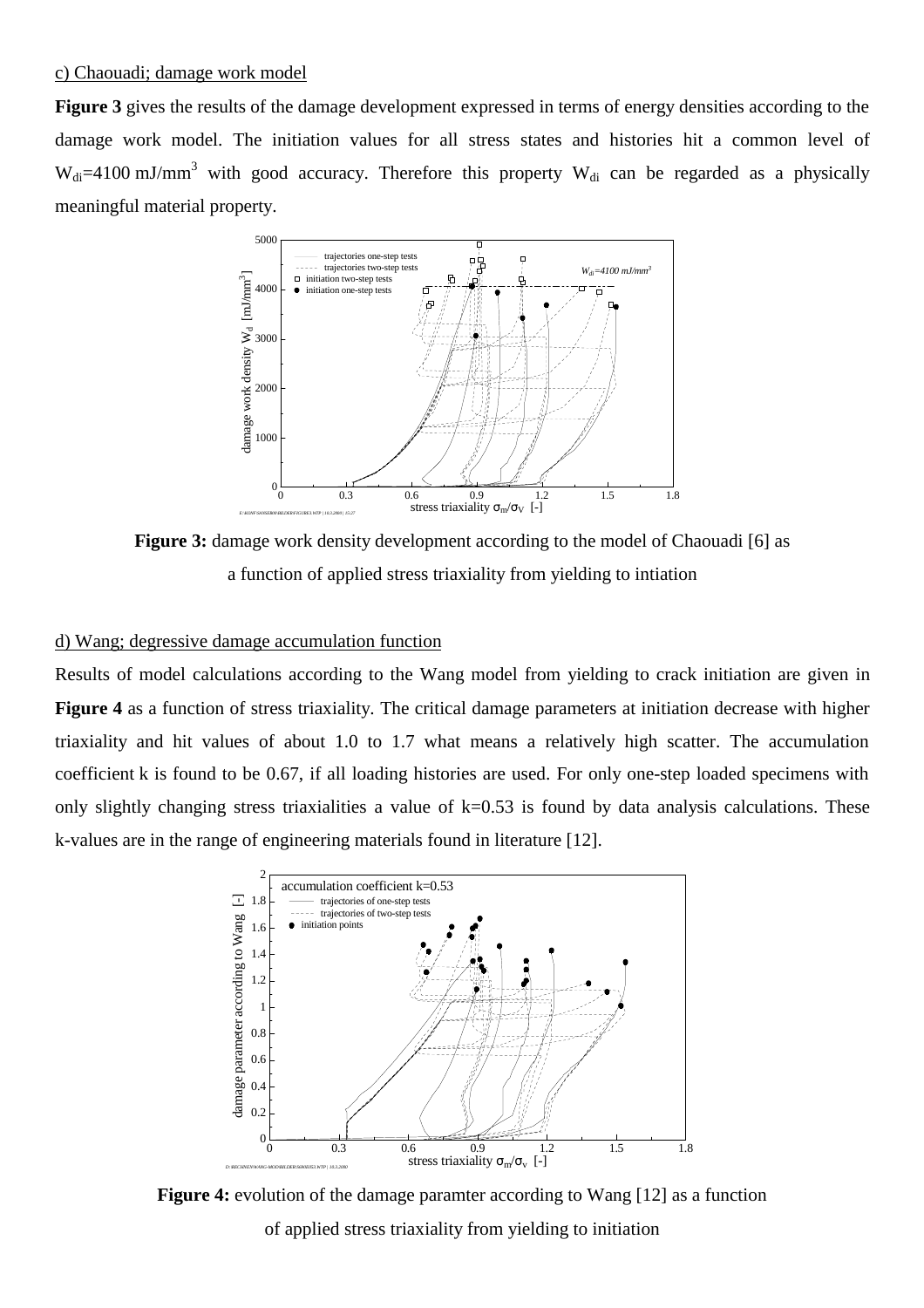c) Chaouadi; damage work model

**Figure 3** gives the results of the damage development expressed in terms of energy densities according to the damage work model. The initiation values for all stress states and histories hit a common level of $W_{di}$=4100 mJ/mm$^3$ with good accuracy. Therefore this property $W_{di}$ can be regarded as a physically meaningful material property.

**Figure 3:** damage work density development according to the model of Chaouadi [6] as a function of applied stress triaxiality from yielding to intiation

d) Wang; degressive damage accumulation function

Results of model calculations according to the Wang model from yielding to crack initiation are given in **Figure 4** as a function of stress triaxiality. The critical damage parameters at initiation decrease with higher triaxiality and hit values of about 1.0 to 1.7 what means a relatively high scatter. The accumulation coefficient k is found to be 0.67, if all loading histories are used. For only one-step loaded specimens with only slightly changing stress triaxialities a value of k=0.53 is found by data analysis calculations. These k-values are in the range of engineering materials found in literature [12].

**Figure 4:** evolution of the damage paramter according to Wang [12] as a function of applied stress triaxiality from yielding to initiation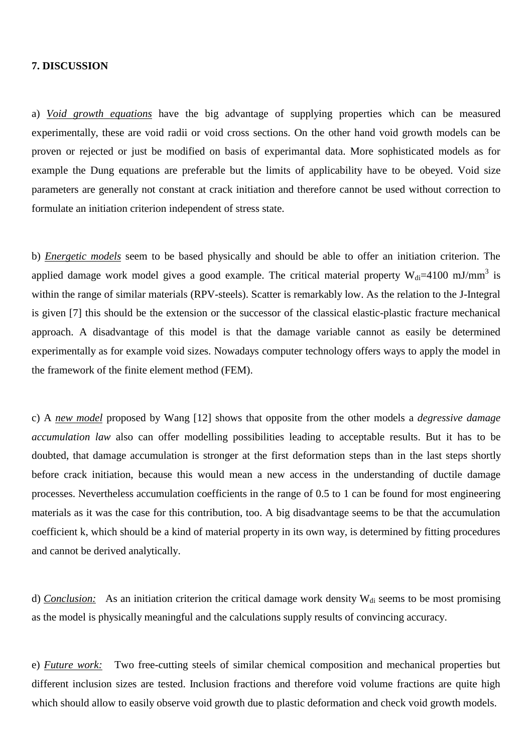## 7. DISCUSSION

a) _Void growth equations_ have the big advantage of supplying properties which can be measured experimentally, these are void radii or void cross sections. On the other hand void growth models can be proven or rejected or just be modified on basis of experimantal data. More sophisticated models as for example the Dung equations are preferable but the limits of applicability have to be obeyed. Void size parameters are generally not constant at crack initiation and therefore cannot be used without correction to formulate an initiation criterion independent of stress state.

b) _Energetic models_ seem to be based physically and should be able to offer an initiation criterion. The applied damage work model gives a good example. The critical material property $W_{di}$=4100 mJ/mm$^3$ is within the range of similar materials (RPV-steels). Scatter is remarkably low. As the relation to the J-Integral is given [7] this should be the extension or the successor of the classical elastic-plastic fracture mechanical approach. A disadvantage of this model is that the damage variable cannot as easily be determined experimentally as for example void sizes. Nowadays computer technology offers ways to apply the model in the framework of the finite element method (FEM).

c) A _new model_ proposed by Wang [12] shows that opposite from the other models a *degressive damage accumulation law* also can offer modelling possibilities leading to acceptable results. But it has to be doubted, that damage accumulation is stronger at the first deformation steps than in the last steps shortly before crack initiation, because this would mean a new access in the understanding of ductile damage processes. Nevertheless accumulation coefficients in the range of 0.5 to 1 can be found for most engineering materials as it was the case for this contribution, too. A big disadvantage seems to be that the accumulation coefficient k, which should be a kind of material property in its own way, is determined by fitting procedures and cannot be derived analytically.

d) _Conclusion:_ As an initiation criterion the critical damage work density $W_{di}$ seems to be most promising as the model is physically meaningful and the calculations supply results of convincing accuracy.

e) _Future work:_ Two free-cutting steels of similar chemical composition and mechanical properties but different inclusion sizes are tested. Inclusion fractions and therefore void volume fractions are quite high which should allow to easily observe void growth due to plastic deformation and check void growth models.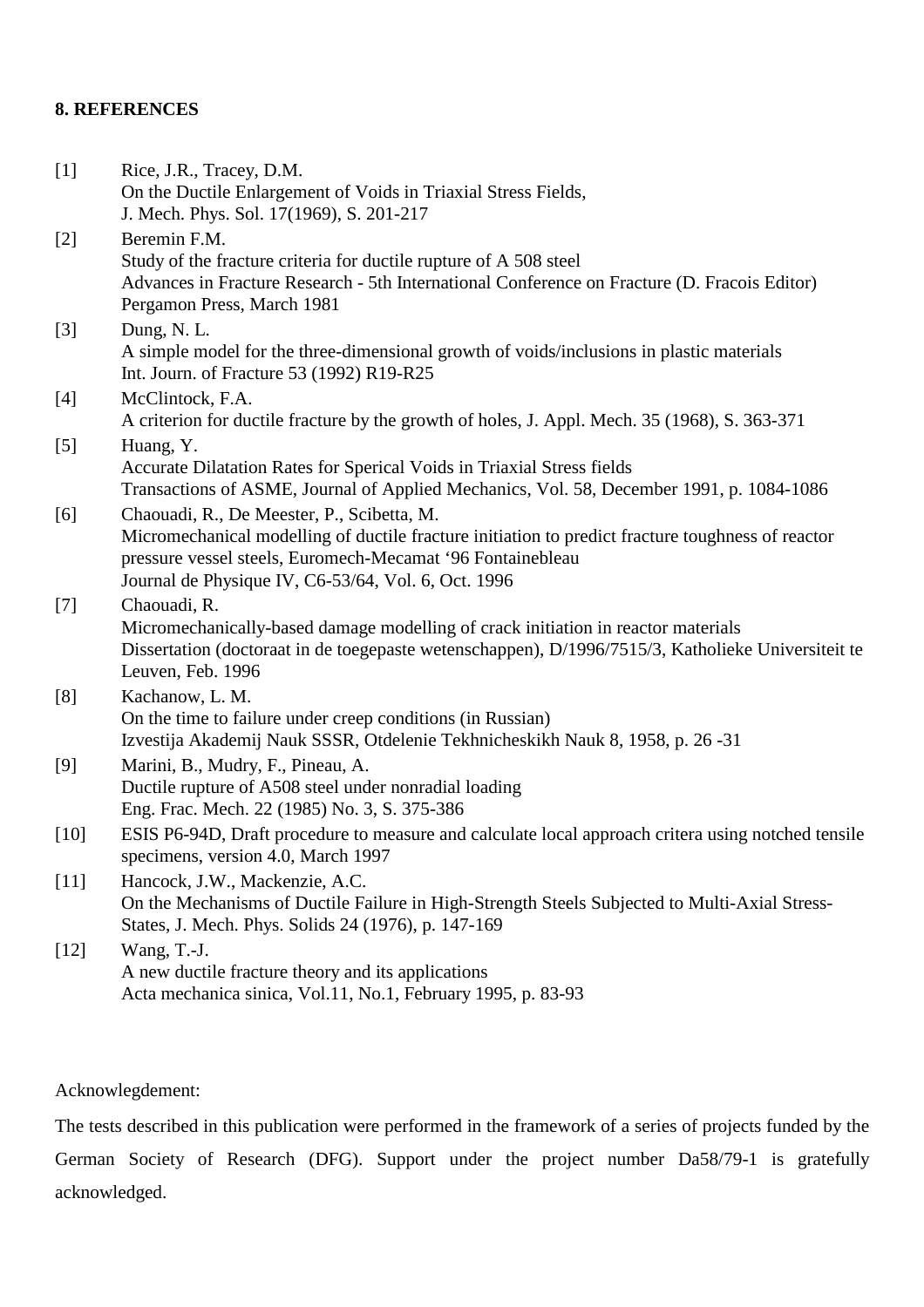## 8. REFERENCES

[1] Rice, J.R., Tracey, D.M.
On the Ductile Enlargement of Voids in Triaxial Stress Fields,
J. Mech. Phys. Sol. 17(1969), S. 201-217

[2] Beremin F.M.
Study of the fracture criteria for ductile rupture of A 508 steel
Advances in Fracture Research - 5th International Conference on Fracture (D. Fracois Editor)
Pergamon Press, March 1981

[3] Dung, N. L.
A simple model for the three-dimensional growth of voids/inclusions in plastic materials
Int. Journ. of Fracture 53 (1992) R19-R25

[4] McClintock, F.A.
A criterion for ductile fracture by the growth of holes, J. Appl. Mech. 35 (1968), S. 363-371

[5] Huang, Y.
Accurate Dilatation Rates for Sperical Voids in Triaxial Stress fields
Transactions of ASME, Journal of Applied Mechanics, Vol. 58, December 1991, p. 1084-1086

[6] Chaouadi, R., De Meester, P., Scibetta, M.
Micromechanical modelling of ductile fracture initiation to predict fracture toughness of reactor pressure vessel steels, Euromech-Mecamat '96 Fontainebleau
Journal de Physique IV, C6-53/64, Vol. 6, Oct. 1996

[7] Chaouadi, R.
Micromechanically-based damage modelling of crack initiation in reactor materials
Dissertation (doctoraat in de toegepaste wetenschappen), D/1996/7515/3, Katholieke Universiteit te Leuven, Feb. 1996

[8] Kachanow, L. M.
On the time to failure under creep conditions (in Russian)
Izvestija Akademij Nauk SSSR, Otdelenie Tekhnicheskikh Nauk 8, 1958, p. 26 -31

[9] Marini, B., Mudry, F., Pineau, A.
Ductile rupture of A508 steel under nonradial loading
Eng. Frac. Mech. 22 (1985) No. 3, S. 375-386

[10] ESIS P6-94D, Draft procedure to measure and calculate local approach critera using notched tensile specimens, version 4.0, March 1997

[11] Hancock, J.W., Mackenzie, A.C.
On the Mechanisms of Ductile Failure in High-Strength Steels Subjected to Multi-Axial Stress-States, J. Mech. Phys. Solids 24 (1976), p. 147-169

[12] Wang, T.-J.
A new ductile fracture theory and its applications
Acta mechanica sinica, Vol.11, No.1, February 1995, p. 83-93

Acknowlegdement:

The tests described in this publication were performed in the framework of a series of projects funded by the German Society of Research (DFG). Support under the project number Da58/79-1 is gratefully acknowledged.